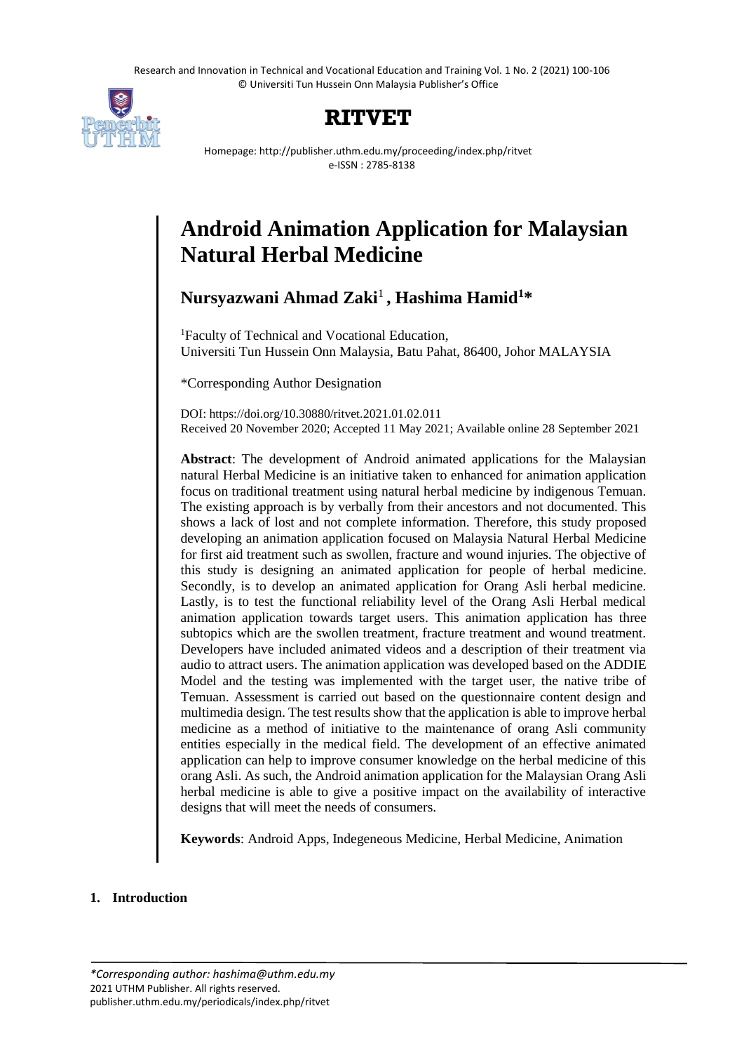# Android Animation Application for Malaysian Natural Herbal Medicine

**Nursyazwani Ahmad Zaki**[1] **, Hashima Hamid**[1]*****

[1]Faculty of Technical and Vocational Education,
Universiti Tun Hussein Onn Malaysia, Batu Pahat, 86400, Johor MALAYSIA

*Corresponding Author Designation

DOI: https://doi.org/10.30880/ritvet.2021.01.02.011
Received 20 November 2020; Accepted 11 May 2021; Available online 28 September 2021

**Abstract**: The development of Android animated applications for the Malaysian natural Herbal Medicine is an initiative taken to enhanced for animation application focus on traditional treatment using natural herbal medicine by indigenous Temuan. The existing approach is by verbally from their ancestors and not documented. This shows a lack of lost and not complete information. Therefore, this study proposed developing an animation application focused on Malaysia Natural Herbal Medicine for first aid treatment such as swollen, fracture and wound injuries. The objective of this study is designing an animated application for people of herbal medicine. Secondly, is to develop an animated application for Orang Asli herbal medicine. Lastly, is to test the functional reliability level of the Orang Asli Herbal medical animation application towards target users. This animation application has three subtopics which are the swollen treatment, fracture treatment and wound treatment. Developers have included animated videos and a description of their treatment via audio to attract users. The animation application was developed based on the ADDIE Model and the testing was implemented with the target user, the native tribe of Temuan. Assessment is carried out based on the questionnaire content design and multimedia design. The test results show that the application is able to improve herbal medicine as a method of initiative to the maintenance of orang Asli community entities especially in the medical field. The development of an effective animated application can help to improve consumer knowledge on the herbal medicine of this orang Asli. As such, the Android animation application for the Malaysian Orang Asli herbal medicine is able to give a positive impact on the availability of interactive designs that will meet the needs of consumers.

**Keywords**: Android Apps, Indegeneous Medicine, Herbal Medicine, Animation

## 1. Introduction

*\*Corresponding author: hashima@uthm.edu.my*
2021 UTHM Publisher. All rights reserved.
publisher.uthm.edu.my/periodicals/index.php/ritvet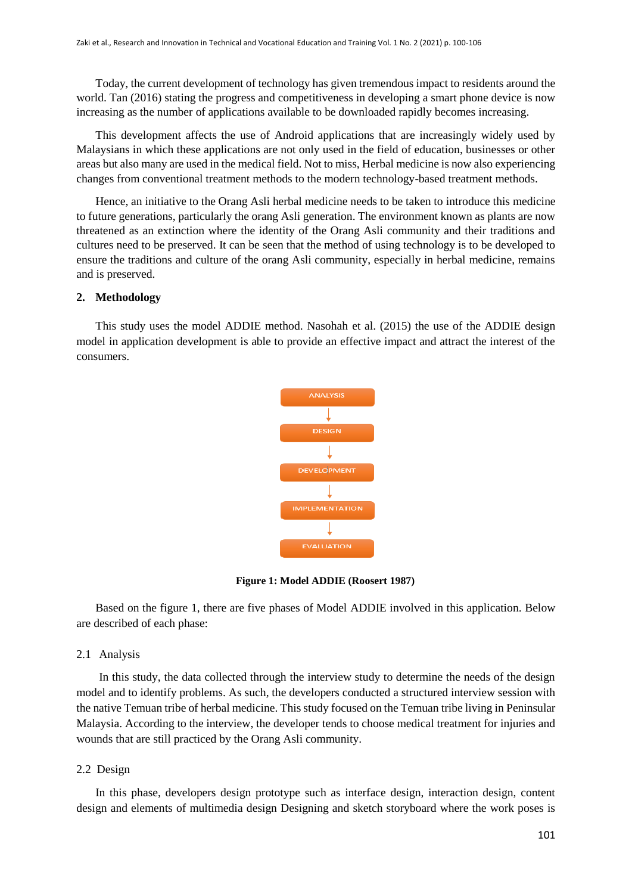Today, the current development of technology has given tremendous impact to residents around the world. Tan (2016) stating the progress and competitiveness in developing a smart phone device is now increasing as the number of applications available to be downloaded rapidly becomes increasing.

This development affects the use of Android applications that are increasingly widely used by Malaysians in which these applications are not only used in the field of education, businesses or other areas but also many are used in the medical field. Not to miss, Herbal medicine is now also experiencing changes from conventional treatment methods to the modern technology-based treatment methods.

Hence, an initiative to the Orang Asli herbal medicine needs to be taken to introduce this medicine to future generations, particularly the orang Asli generation. The environment known as plants are now threatened as an extinction where the identity of the Orang Asli community and their traditions and cultures need to be preserved. It can be seen that the method of using technology is to be developed to ensure the traditions and culture of the orang Asli community, especially in herbal medicine, remains and is preserved.

## 2. Methodology

This study uses the model ADDIE method. Nasohah et al. (2015) the use of the ADDIE design model in application development is able to provide an effective impact and attract the interest of the consumers.

ANALYSIS

DESIGN

DEVELOPMENT

IMPLEMENTATION

EVALUATION

**Figure 1: Model ADDIE (Roosert 1987)**

Based on the figure 1, there are five phases of Model ADDIE involved in this application. Below are described of each phase:

### 2.1 Analysis

In this study, the data collected through the interview study to determine the needs of the design model and to identify problems. As such, the developers conducted a structured interview session with the native Temuan tribe of herbal medicine. This study focused on the Temuan tribe living in Peninsular Malaysia. According to the interview, the developer tends to choose medical treatment for injuries and wounds that are still practiced by the Orang Asli community.

### 2.2 Design

In this phase, developers design prototype such as interface design, interaction design, content design and elements of multimedia design Designing and sketch storyboard where the work poses is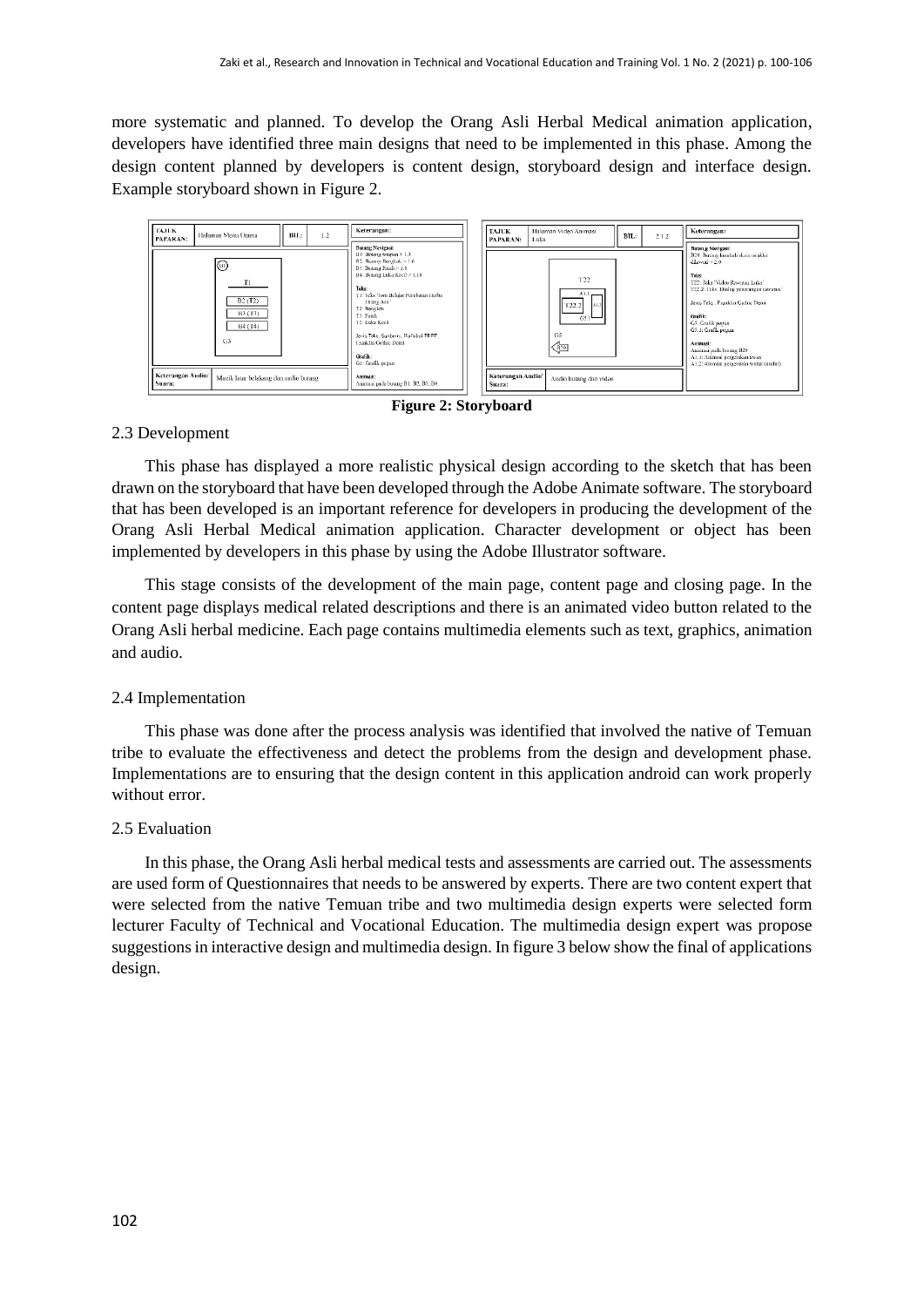more systematic and planned. To develop the Orang Asli Herbal Medical animation application, developers have identified three main designs that need to be implemented in this phase. Among the design content planned by developers is content design, storyboard design and interface design. Example storyboard shown in Figure 2.

**Figure 2: Storyboard**

2.3 Development

This phase has displayed a more realistic physical design according to the sketch that has been drawn on the storyboard that have been developed through the Adobe Animate software. The storyboard that has been developed is an important reference for developers in producing the development of the Orang Asli Herbal Medical animation application. Character development or object has been implemented by developers in this phase by using the Adobe Illustrator software.

This stage consists of the development of the main page, content page and closing page. In the content page displays medical related descriptions and there is an animated video button related to the Orang Asli herbal medicine. Each page contains multimedia elements such as text, graphics, animation and audio.

2.4 Implementation

This phase was done after the process analysis was identified that involved the native of Temuan tribe to evaluate the effectiveness and detect the problems from the design and development phase. Implementations are to ensuring that the design content in this application android can work properly without error.

2.5 Evaluation

In this phase, the Orang Asli herbal medical tests and assessments are carried out. The assessments are used form of Questionnaires that needs to be answered by experts. There are two content expert that were selected from the native Temuan tribe and two multimedia design experts were selected form lecturer Faculty of Technical and Vocational Education. The multimedia design expert was propose suggestions in interactive design and multimedia design. In figure 3 below show the final of applications design.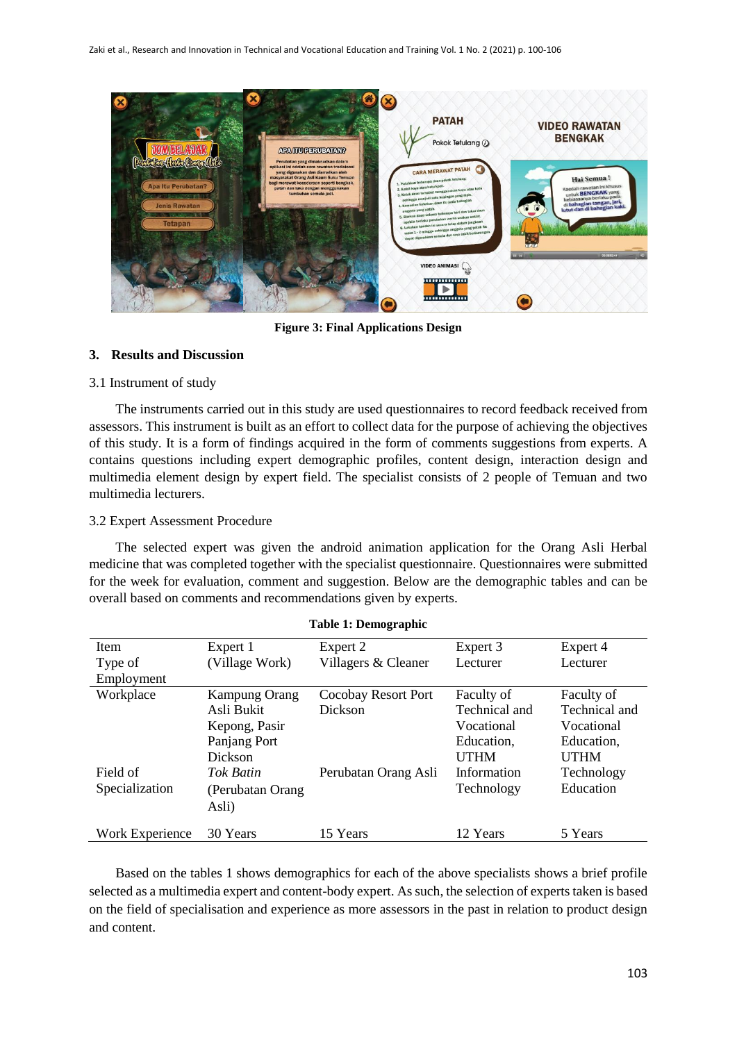**Figure 3: Final Applications Design**

## 3. Results and Discussion

### 3.1 Instrument of study

The instruments carried out in this study are used questionnaires to record feedback received from assessors. This instrument is built as an effort to collect data for the purpose of achieving the objectives of this study. It is a form of findings acquired in the form of comments suggestions from experts. A contains questions including expert demographic profiles, content design, interaction design and multimedia element design by expert field. The specialist consists of 2 people of Temuan and two multimedia lecturers.

### 3.2 Expert Assessment Procedure

The selected expert was given the android animation application for the Orang Asli Herbal medicine that was completed together with the specialist questionnaire. Questionnaires were submitted for the week for evaluation, comment and suggestion. Below are the demographic tables and can be overall based on comments and recommendations given by experts.

**Table 1: Demographic**

| Item | Expert 1 | Expert 2 | Expert 3 | Expert 4 |
|---|---|---|---|---|
| Type of Employment | (Village Work) | Villagers & Cleaner | Lecturer | Lecturer |
| Workplace | Kampung Orang Asli Bukit Kepong, Pasir Panjang Port Dickson | Cocobay Resort Port Dickson | Faculty of Technical and Vocational Education, UTHM | Faculty of Technical and Vocational Education, UTHM |
| Field of Specialization | *Tok Batin* (Perubatan Orang Asli) | Perubatan Orang Asli | Information Technology | Technology Education |
| Work Experience | 30 Years | 15 Years | 12 Years | 5 Years |

Based on the tables 1 shows demographics for each of the above specialists shows a brief profile selected as a multimedia expert and content-body expert. As such, the selection of experts taken is based on the field of specialisation and experience as more assessors in the past in relation to product design and content.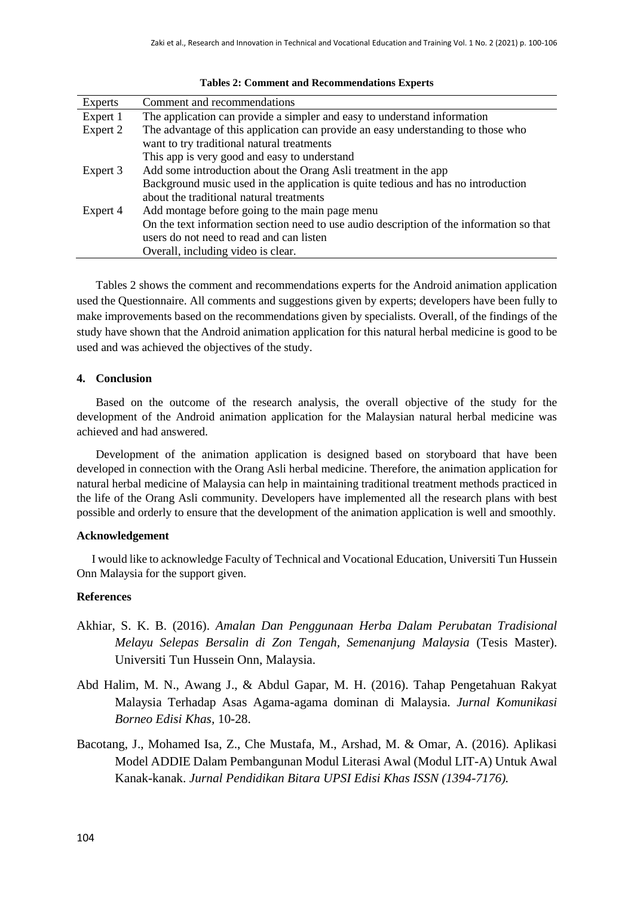**Tables 2: Comment and Recommendations Experts**

| Experts | Comment and recommendations |
|---|---|
| Expert 1 | The application can provide a simpler and easy to understand information |
| Expert 2 | The advantage of this application can provide an easy understanding to those who want to try traditional natural treatments<br>This app is very good and easy to understand |
| Expert 3 | Add some introduction about the Orang Asli treatment in the app<br>Background music used in the application is quite tedious and has no introduction about the traditional natural treatments |
| Expert 4 | Add montage before going to the main page menu<br>On the text information section need to use audio description of the information so that users do not need to read and can listen<br>Overall, including video is clear. |

Tables 2 shows the comment and recommendations experts for the Android animation application used the Questionnaire. All comments and suggestions given by experts; developers have been fully to make improvements based on the recommendations given by specialists. Overall, of the findings of the study have shown that the Android animation application for this natural herbal medicine is good to be used and was achieved the objectives of the study.

## 4. Conclusion

Based on the outcome of the research analysis, the overall objective of the study for the development of the Android animation application for the Malaysian natural herbal medicine was achieved and had answered.

Development of the animation application is designed based on storyboard that have been developed in connection with the Orang Asli herbal medicine. Therefore, the animation application for natural herbal medicine of Malaysia can help in maintaining traditional treatment methods practiced in the life of the Orang Asli community. Developers have implemented all the research plans with best possible and orderly to ensure that the development of the animation application is well and smoothly.

### Acknowledgement

I would like to acknowledge Faculty of Technical and Vocational Education, Universiti Tun Hussein Onn Malaysia for the support given.

### References

Akhiar, S. K. B. (2016). *Amalan Dan Penggunaan Herba Dalam Perubatan Tradisional Melayu Selepas Bersalin di Zon Tengah, Semenanjung Malaysia* (Tesis Master). Universiti Tun Hussein Onn, Malaysia.

Abd Halim, M. N., Awang J., & Abdul Gapar, M. H. (2016). Tahap Pengetahuan Rakyat Malaysia Terhadap Asas Agama-agama dominan di Malaysia. *Jurnal Komunikasi Borneo Edisi Khas,* 10-28.

Bacotang, J., Mohamed Isa, Z., Che Mustafa, M., Arshad, M. & Omar, A. (2016). Aplikasi Model ADDIE Dalam Pembangunan Modul Literasi Awal (Modul LIT-A) Untuk Awal Kanak-kanak. *Jurnal Pendidikan Bitara UPSI Edisi Khas ISSN (1394-7176).*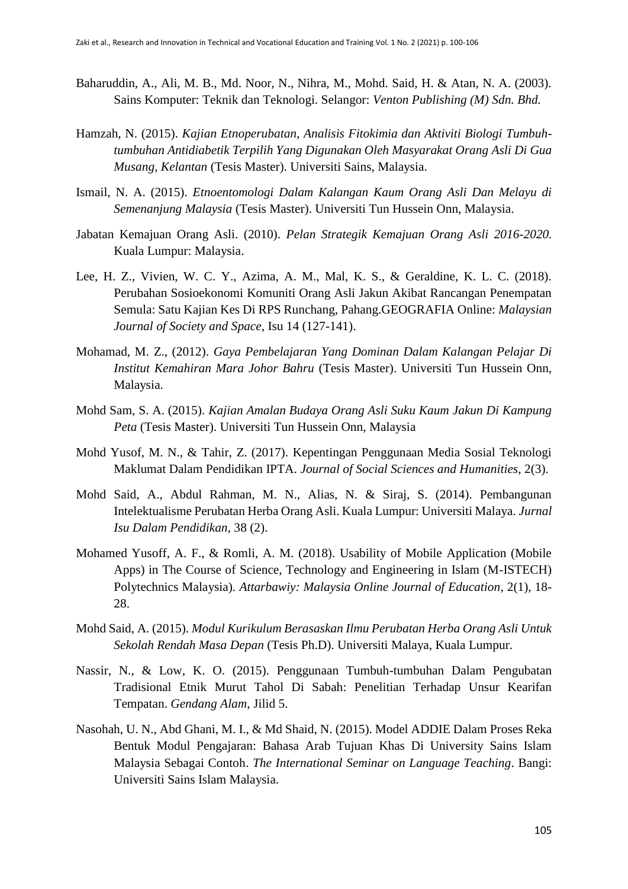Baharuddin, A., Ali, M. B., Md. Noor, N., Nihra, M., Mohd. Said, H. & Atan, N. A. (2003). Sains Komputer: Teknik dan Teknologi. Selangor: *Venton Publishing (M) Sdn. Bhd.*

Hamzah, N. (2015). *Kajian Etnoperubatan, Analisis Fitokimia dan Aktiviti Biologi Tumbuh-tumbuhan Antidiabetik Terpilih Yang Digunakan Oleh Masyarakat Orang Asli Di Gua Musang, Kelantan* (Tesis Master). Universiti Sains, Malaysia.

Ismail, N. A. (2015). *Etnoentomologi Dalam Kalangan Kaum Orang Asli Dan Melayu di Semenanjung Malaysia* (Tesis Master). Universiti Tun Hussein Onn, Malaysia.

Jabatan Kemajuan Orang Asli. (2010). *Pelan Strategik Kemajuan Orang Asli 2016-2020.* Kuala Lumpur: Malaysia.

Lee, H. Z., Vivien, W. C. Y., Azima, A. M., Mal, K. S., & Geraldine, K. L. C. (2018). Perubahan Sosioekonomi Komuniti Orang Asli Jakun Akibat Rancangan Penempatan Semula: Satu Kajian Kes Di RPS Runchang, Pahang.GEOGRAFIA Online: *Malaysian Journal of Society and Space,* Isu 14 (127-141).

Mohamad, M. Z., (2012). *Gaya Pembelajaran Yang Dominan Dalam Kalangan Pelajar Di Institut Kemahiran Mara Johor Bahru* (Tesis Master). Universiti Tun Hussein Onn, Malaysia.

Mohd Sam, S. A. (2015). *Kajian Amalan Budaya Orang Asli Suku Kaum Jakun Di Kampung Peta* (Tesis Master). Universiti Tun Hussein Onn, Malaysia

Mohd Yusof, M. N., & Tahir, Z. (2017). Kepentingan Penggunaan Media Sosial Teknologi Maklumat Dalam Pendidikan IPTA. *Journal of Social Sciences and Humanities,* 2(3).

Mohd Said, A., Abdul Rahman, M. N., Alias, N. & Siraj, S. (2014). Pembangunan Intelektualisme Perubatan Herba Orang Asli. Kuala Lumpur: Universiti Malaya. *Jurnal Isu Dalam Pendidikan,* 38 (2).

Mohamed Yusoff, A. F., & Romli, A. M. (2018). Usability of Mobile Application (Mobile Apps) in The Course of Science, Technology and Engineering in Islam (M-ISTECH) Polytechnics Malaysia). *Attarbawiy: Malaysia Online Journal of Education*, 2(1), 18-28.

Mohd Said, A. (2015). *Modul Kurikulum Berasaskan Ilmu Perubatan Herba Orang Asli Untuk Sekolah Rendah Masa Depan* (Tesis Ph.D). Universiti Malaya, Kuala Lumpur.

Nassir, N., & Low, K. O. (2015). Penggunaan Tumbuh-tumbuhan Dalam Pengubatan Tradisional Etnik Murut Tahol Di Sabah: Penelitian Terhadap Unsur Kearifan Tempatan. *Gendang Alam*, Jilid 5.

Nasohah, U. N., Abd Ghani, M. I., & Md Shaid, N. (2015). Model ADDIE Dalam Proses Reka Bentuk Modul Pengajaran: Bahasa Arab Tujuan Khas Di University Sains Islam Malaysia Sebagai Contoh. *The International Seminar on Language Teaching*. Bangi: Universiti Sains Islam Malaysia.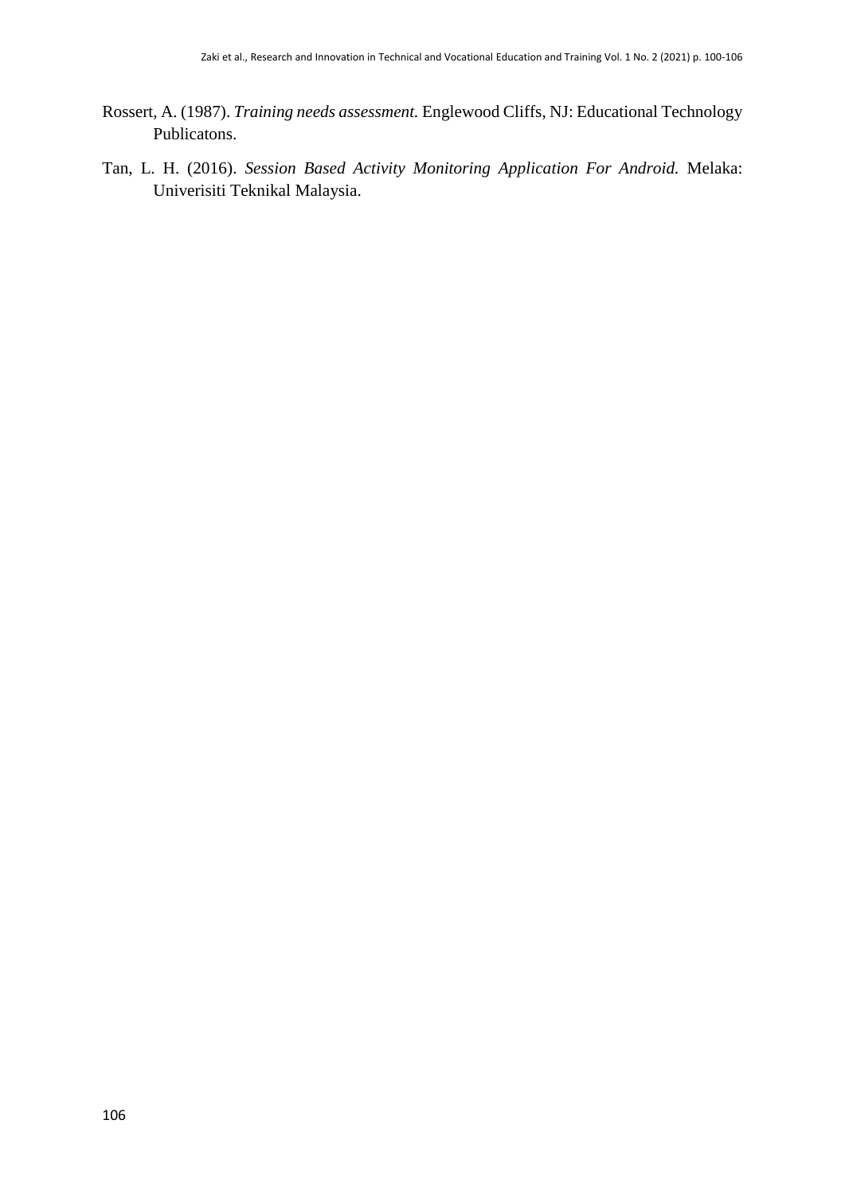Rossert, A. (1987). *Training needs assessment.* Englewood Cliffs, NJ: Educational Technology Publicatons.

Tan, L. H. (2016). *Session Based Activity Monitoring Application For Android.* Melaka: Univerisiti Teknikal Malaysia.